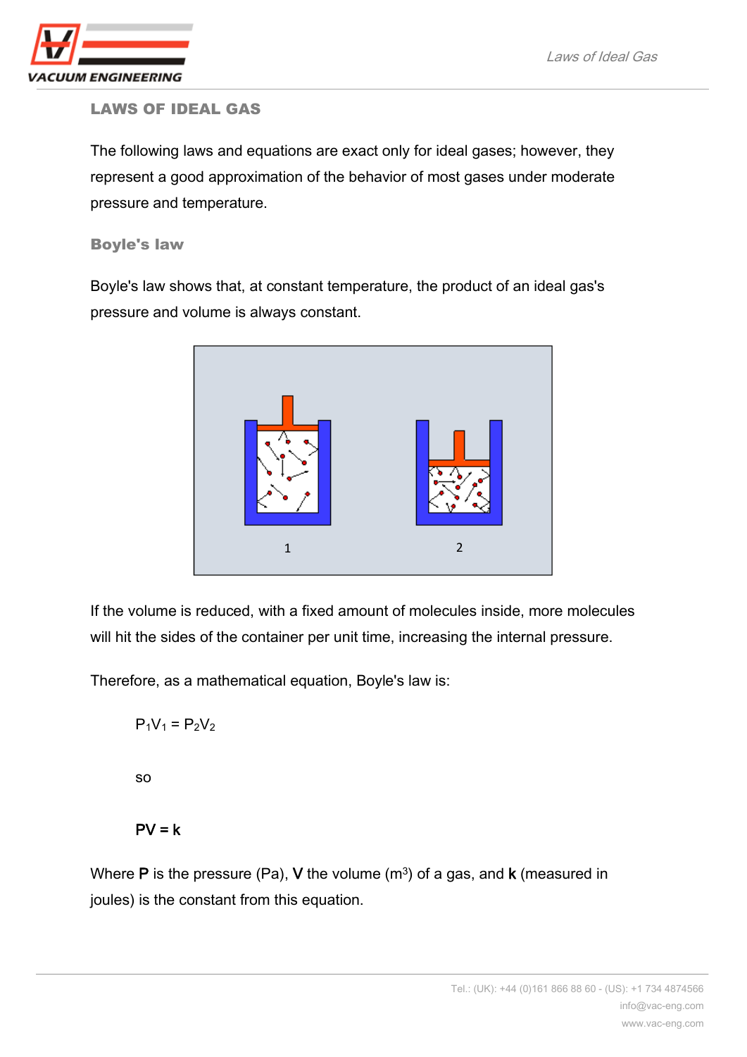## LAWS OF IDEAL GAS

The following laws and equations are exact only for ideal gases; however, they represent a good approximation of the behavior of most gases under moderate pressure and temperature.

### Boyle's law

Boyle's law shows that, at constant temperature, the product of an ideal gas's pressure and volume is always constant.

If the volume is reduced, with a fixed amount of molecules inside, more molecules will hit the sides of the container per unit time, increasing the internal pressure.

Therefore, as a mathematical equation, Boyle's law is:

$$P_1V_1 = P_2V_2$$

so

$$\mathbf{PV = k}$$

Where **P** is the pressure (Pa), **V** the volume ($m^3$) of a gas, and **k** (measured in joules) is the constant from this equation.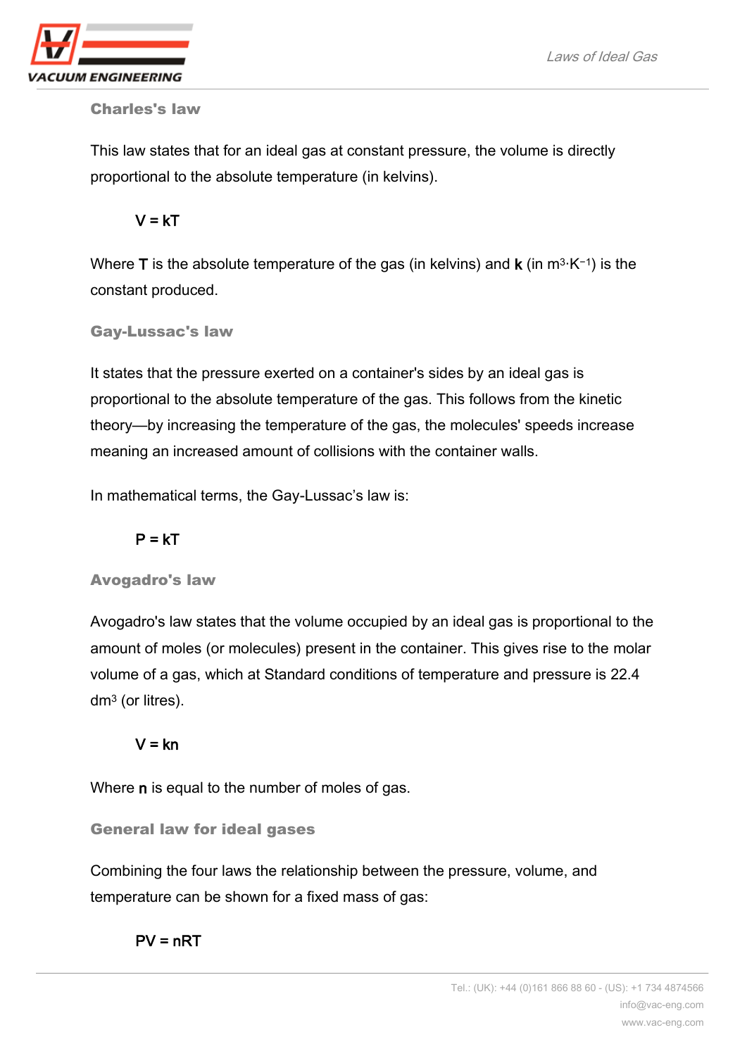## Charles's law

This law states that for an ideal gas at constant pressure, the volume is directly proportional to the absolute temperature (in kelvins).

$$V = kT$$

Where **T** is the absolute temperature of the gas (in kelvins) and **k** (in $m^3 \cdot K^{-1}$) is the constant produced.

## Gay-Lussac's law

It states that the pressure exerted on a container's sides by an ideal gas is proportional to the absolute temperature of the gas. This follows from the kinetic theory—by increasing the temperature of the gas, the molecules' speeds increase meaning an increased amount of collisions with the container walls.

In mathematical terms, the Gay-Lussac's law is:

$$P = kT$$

## Avogadro's law

Avogadro's law states that the volume occupied by an ideal gas is proportional to the amount of moles (or molecules) present in the container. This gives rise to the molar volume of a gas, which at Standard conditions of temperature and pressure is 22.4 $dm^3$ (or litres).

$$V = kn$$

Where **n** is equal to the number of moles of gas.

## General law for ideal gases

Combining the four laws the relationship between the pressure, volume, and temperature can be shown for a fixed mass of gas:

$$PV = nRT$$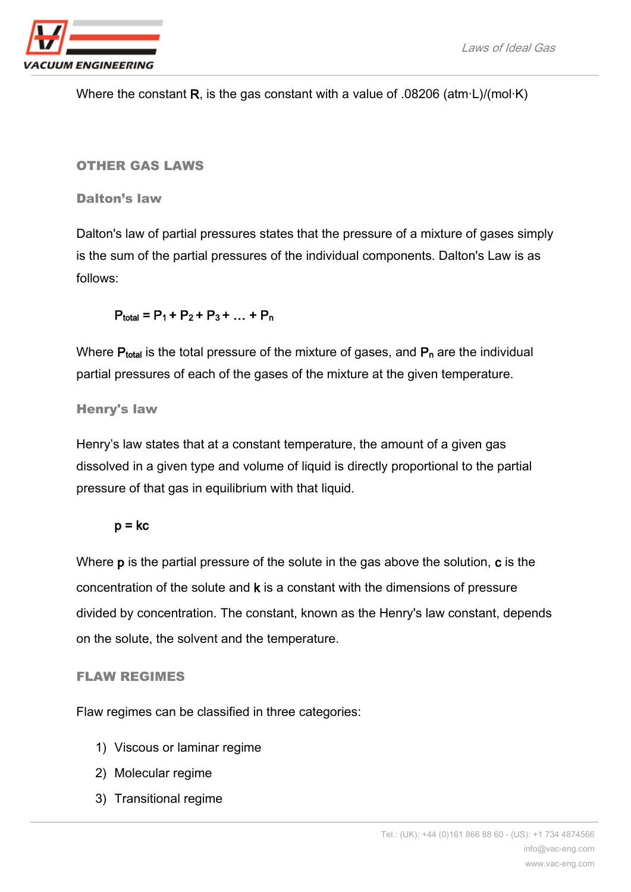Where the constant **R**, is the gas constant with a value of .08206 (atm·L)/(mol·K)

## OTHER GAS LAWS

### Dalton's law

Dalton's law of partial pressures states that the pressure of a mixture of gases simply is the sum of the partial pressures of the individual components. Dalton's Law is as follows:

$$P_{total} = P_1 + P_2 + P_3 + \ldots + P_n$$

Where $P_{total}$ is the total pressure of the mixture of gases, and $P_n$ are the individual partial pressures of each of the gases of the mixture at the given temperature.

### Henry's law

Henry's law states that at a constant temperature, the amount of a given gas dissolved in a given type and volume of liquid is directly proportional to the partial pressure of that gas in equilibrium with that liquid.

$$p = kc$$

Where **p** is the partial pressure of the solute in the gas above the solution, **c** is the concentration of the solute and **k** is a constant with the dimensions of pressure divided by concentration. The constant, known as the Henry's law constant, depends on the solute, the solvent and the temperature.

## FLAW REGIMES

Flaw regimes can be classified in three categories:

1) Viscous or laminar regime
2) Molecular regime
3) Transitional regime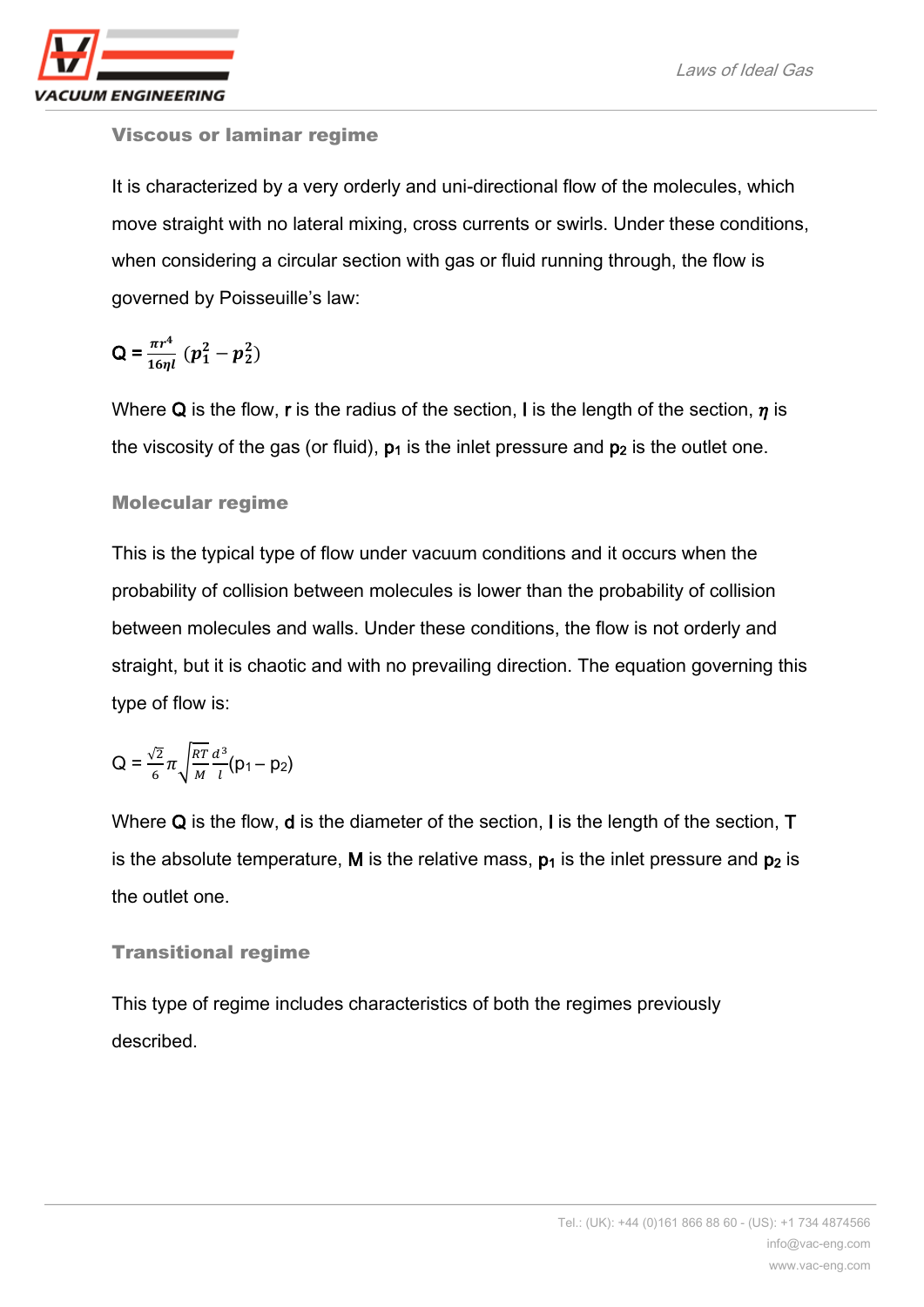### Viscous or laminar regime

It is characterized by a very orderly and uni-directional flow of the molecules, which move straight with no lateral mixing, cross currents or swirls. Under these conditions, when considering a circular section with gas or fluid running through, the flow is governed by Poisseuille's law:

$$Q = \frac{\pi r^4}{16 \eta l} \left(p_1^2 - p_2^2\right)$$

Where **Q** is the flow, **r** is the radius of the section, **l** is the length of the section, $\eta$ is the viscosity of the gas (or fluid), $p_1$ is the inlet pressure and $p_2$ is the outlet one.

### Molecular regime

This is the typical type of flow under vacuum conditions and it occurs when the probability of collision between molecules is lower than the probability of collision between molecules and walls. Under these conditions, the flow is not orderly and straight, but it is chaotic and with no prevailing direction. The equation governing this type of flow is:

$$Q = \frac{\sqrt{2}}{6} \pi \sqrt{\frac{RT}{M}} \frac{d^3}{l} (p_1 - p_2)$$

Where **Q** is the flow, **d** is the diameter of the section, **l** is the length of the section, **T** is the absolute temperature, **M** is the relative mass, $p_1$ is the inlet pressure and $p_2$ is the outlet one.

### Transitional regime

This type of regime includes characteristics of both the regimes previously described.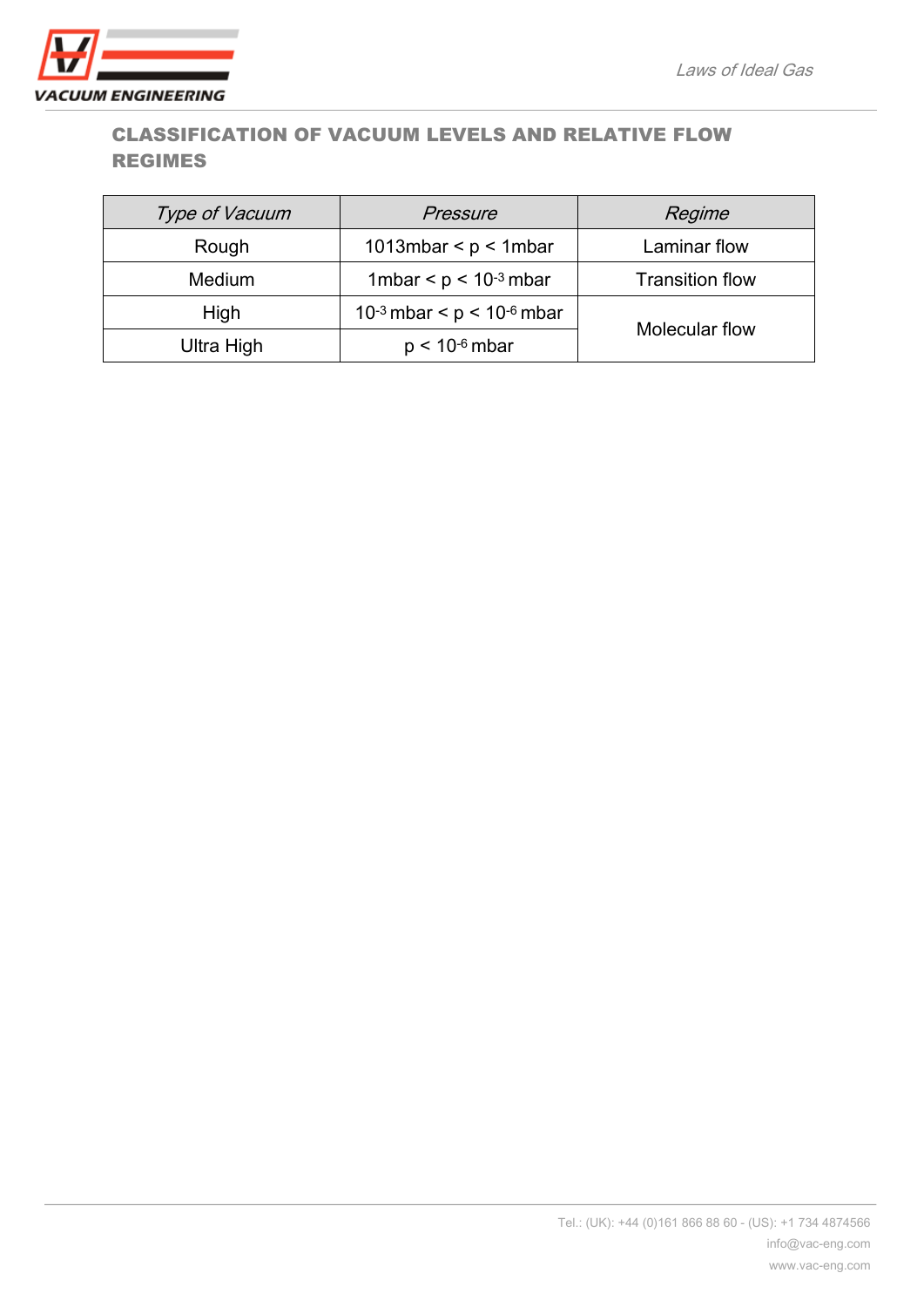## CLASSIFICATION OF VACUUM LEVELS AND RELATIVE FLOW REGIMES

| *Type of Vacuum* | *Pressure* | *Regime* |
|---|---|---|
| Rough | 1013mbar < p < 1mbar | Laminar flow |
| Medium | 1mbar < p < $10^{-3}$ mbar | Transition flow |
| High | $10^{-3}$ mbar < p < $10^{-6}$ mbar | Molecular flow |
| Ultra High | p < $10^{-6}$ mbar | |